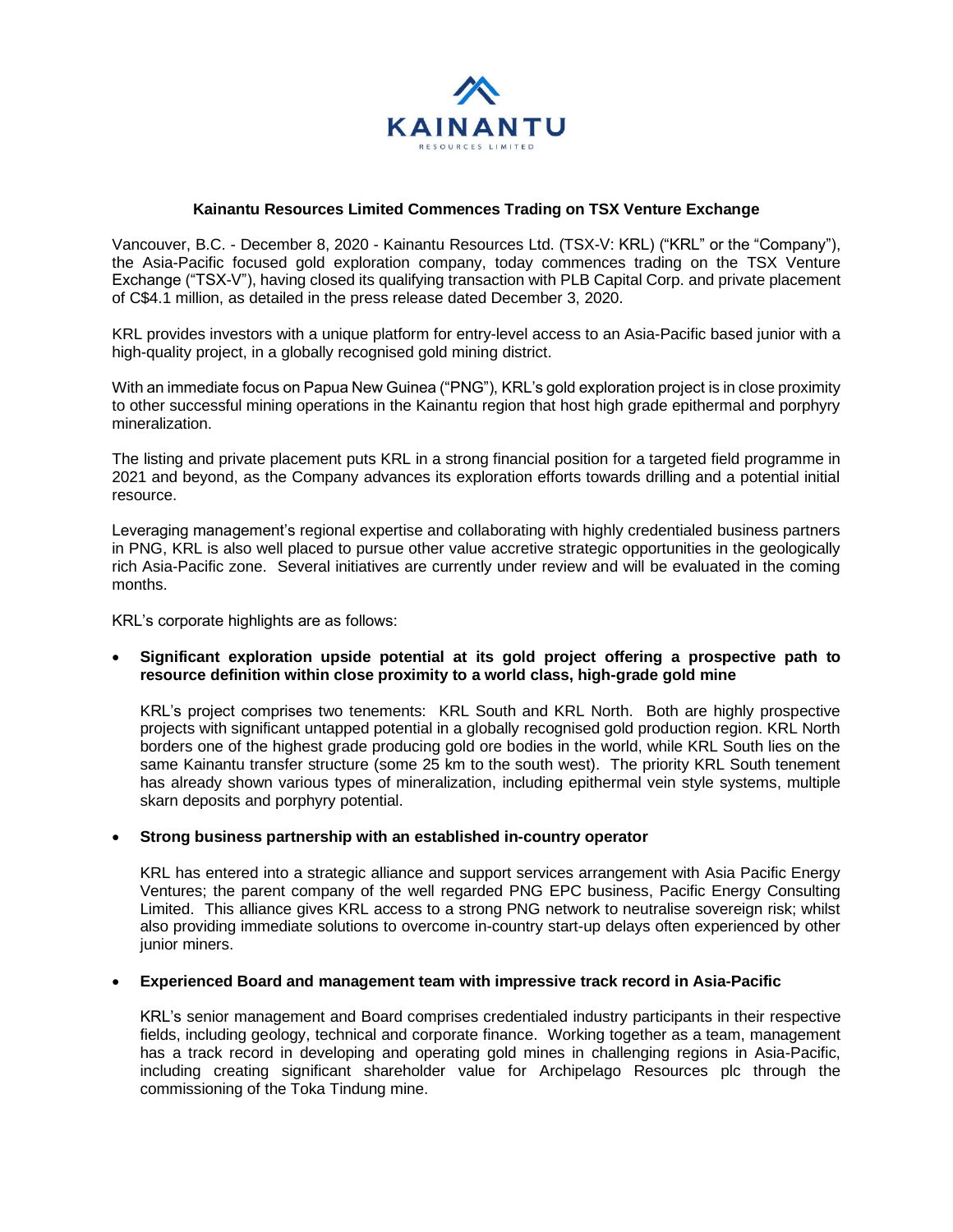KAINANTU

RESOURCES LIMITED

# Kainantu Resources Limited Commences Trading on TSX Venture Exchange

Vancouver, B.C. - December 8, 2020 - Kainantu Resources Ltd. (TSX-V: KRL) ("KRL" or the "Company"), the Asia-Pacific focused gold exploration company, today commences trading on the TSX Venture Exchange ("TSX-V"), having closed its qualifying transaction with PLB Capital Corp. and private placement of C$4.1 million, as detailed in the press release dated December 3, 2020.

KRL provides investors with a unique platform for entry-level access to an Asia-Pacific based junior with a high-quality project, in a globally recognised gold mining district.

With an immediate focus on Papua New Guinea ("PNG"), KRL's gold exploration project is in close proximity to other successful mining operations in the Kainantu region that host high grade epithermal and porphyry mineralization.

The listing and private placement puts KRL in a strong financial position for a targeted field programme in 2021 and beyond, as the Company advances its exploration efforts towards drilling and a potential initial resource.

Leveraging management's regional expertise and collaborating with highly credentialed business partners in PNG, KRL is also well placed to pursue other value accretive strategic opportunities in the geologically rich Asia-Pacific zone. Several initiatives are currently under review and will be evaluated in the coming months.

KRL's corporate highlights are as follows:

- **Significant exploration upside potential at its gold project offering a prospective path to resource definition within close proximity to a world class, high-grade gold mine**

  KRL's project comprises two tenements: KRL South and KRL North. Both are highly prospective projects with significant untapped potential in a globally recognised gold production region. KRL North borders one of the highest grade producing gold ore bodies in the world, while KRL South lies on the same Kainantu transfer structure (some 25 km to the south west). The priority KRL South tenement has already shown various types of mineralization, including epithermal vein style systems, multiple skarn deposits and porphyry potential.

- **Strong business partnership with an established in-country operator**

  KRL has entered into a strategic alliance and support services arrangement with Asia Pacific Energy Ventures; the parent company of the well regarded PNG EPC business, Pacific Energy Consulting Limited. This alliance gives KRL access to a strong PNG network to neutralise sovereign risk; whilst also providing immediate solutions to overcome in-country start-up delays often experienced by other junior miners.

- **Experienced Board and management team with impressive track record in Asia-Pacific**

  KRL's senior management and Board comprises credentialed industry participants in their respective fields, including geology, technical and corporate finance. Working together as a team, management has a track record in developing and operating gold mines in challenging regions in Asia-Pacific, including creating significant shareholder value for Archipelago Resources plc through the commissioning of the Toka Tindung mine.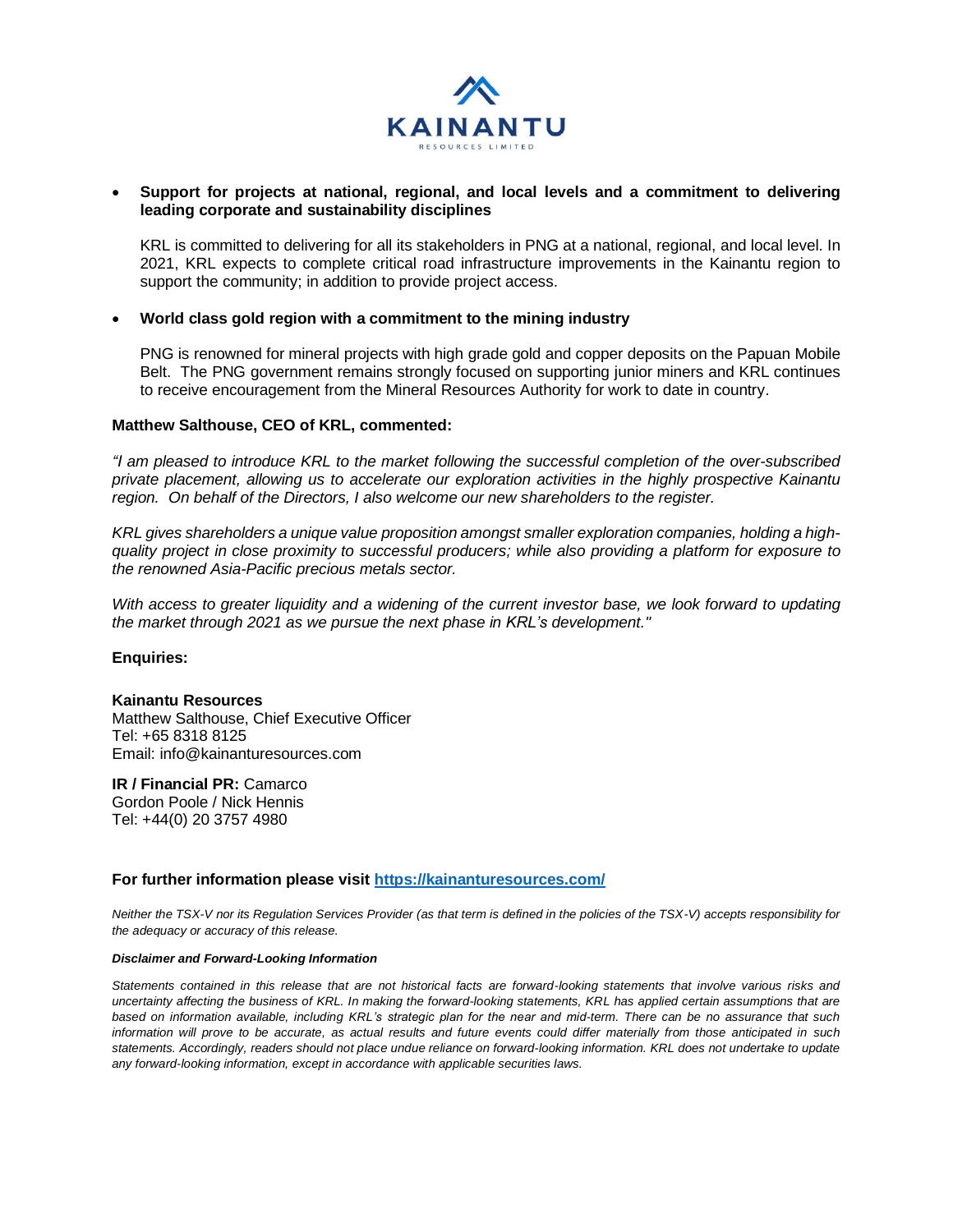- **Support for projects at national, regional, and local levels and a commitment to delivering leading corporate and sustainability disciplines**

  KRL is committed to delivering for all its stakeholders in PNG at a national, regional, and local level. In 2021, KRL expects to complete critical road infrastructure improvements in the Kainantu region to support the community; in addition to provide project access.

- **World class gold region with a commitment to the mining industry**

  PNG is renowned for mineral projects with high grade gold and copper deposits on the Papuan Mobile Belt. The PNG government remains strongly focused on supporting junior miners and KRL continues to receive encouragement from the Mineral Resources Authority for work to date in country.

**Matthew Salthouse, CEO of KRL, commented:**

*"I am pleased to introduce KRL to the market following the successful completion of the over-subscribed private placement, allowing us to accelerate our exploration activities in the highly prospective Kainantu region. On behalf of the Directors, I also welcome our new shareholders to the register.*

*KRL gives shareholders a unique value proposition amongst smaller exploration companies, holding a high-quality project in close proximity to successful producers; while also providing a platform for exposure to the renowned Asia-Pacific precious metals sector.*

*With access to greater liquidity and a widening of the current investor base, we look forward to updating the market through 2021 as we pursue the next phase in KRL's development."*

**Enquiries:**

**Kainantu Resources**
Matthew Salthouse, Chief Executive Officer
Tel: +65 8318 8125
Email: info@kainanturesources.com

**IR / Financial PR:** Camarco
Gordon Poole / Nick Hennis
Tel: +44(0) 20 3757 4980

**For further information please visit [https://kainanturesources.com/](https://kainanturesources.com/)**

*Neither the TSX-V nor its Regulation Services Provider (as that term is defined in the policies of the TSX-V) accepts responsibility for the adequacy or accuracy of this release.*

***Disclaimer and Forward-Looking Information***

*Statements contained in this release that are not historical facts are forward-looking statements that involve various risks and uncertainty affecting the business of KRL. In making the forward-looking statements, KRL has applied certain assumptions that are based on information available, including KRL's strategic plan for the near and mid-term. There can be no assurance that such information will prove to be accurate, as actual results and future events could differ materially from those anticipated in such statements. Accordingly, readers should not place undue reliance on forward-looking information. KRL does not undertake to update any forward-looking information, except in accordance with applicable securities laws.*